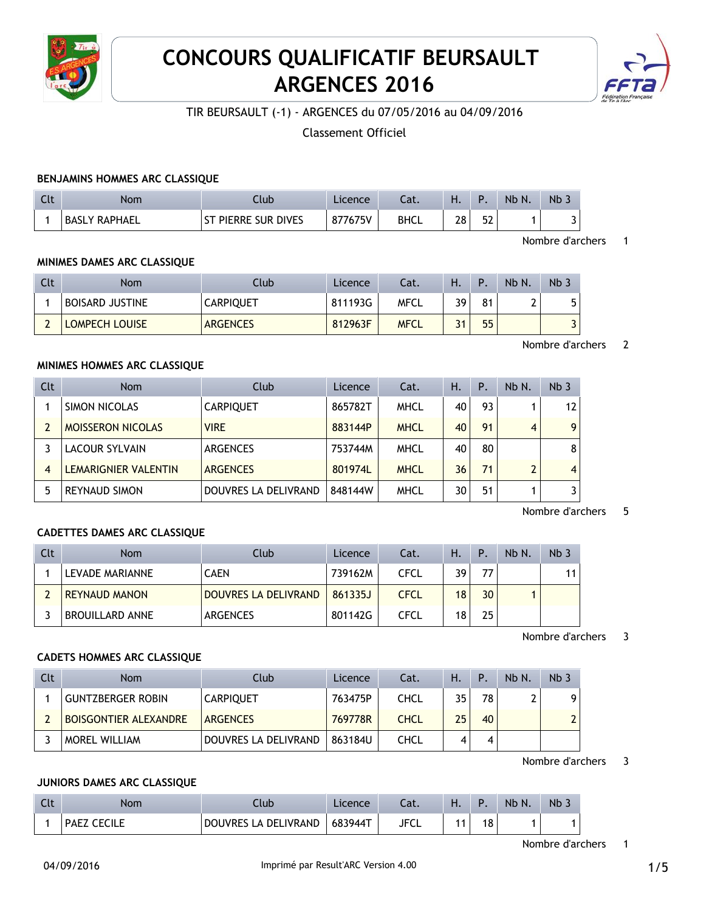# CONCOURS QUALIFICATIF BEURSAULT ARGENCES 2016

TIR BEURSAULT (-1) - ARGENCES du 07/05/2016 au 04/09/2016

Classement Officiel

### BENJAMINS HOMMES ARC CLASSIQUE

| Clt | Nom | Club | Licence | Cat. | H. | P. | Nb N. | Nb 3 |
|---|---|---|---|---|---|---|---|---|
| 1 | BASLY RAPHAEL | ST PIERRE SUR DIVES | 877675V | BHCL | 28 | 52 | 1 | 3 |

Nombre d'archers 1

### MINIMES DAMES ARC CLASSIQUE

| Clt | Nom | Club | Licence | Cat. | H. | P. | Nb N. | Nb 3 |
|---|---|---|---|---|---|---|---|---|
| 1 | BOISARD JUSTINE | CARPIQUET | 811193G | MFCL | 39 | 81 | 2 | 5 |
| 2 | LOMPECH LOUISE | ARGENCES | 812963F | MFCL | 31 | 55 | | 3 |

Nombre d'archers 2

### MINIMES HOMMES ARC CLASSIQUE

| Clt | Nom | Club | Licence | Cat. | H. | P. | Nb N. | Nb 3 |
|---|---|---|---|---|---|---|---|---|
| 1 | SIMON NICOLAS | CARPIQUET | 865782T | MHCL | 40 | 93 | 1 | 12 |
| 2 | MOISSERON NICOLAS | VIRE | 883144P | MHCL | 40 | 91 | 4 | 9 |
| 3 | LACOUR SYLVAIN | ARGENCES | 753744M | MHCL | 40 | 80 | | 8 |
| 4 | LEMARIGNIER VALENTIN | ARGENCES | 801974L | MHCL | 36 | 71 | 2 | 4 |
| 5 | REYNAUD SIMON | DOUVRES LA DELIVRAND | 848144W | MHCL | 30 | 51 | 1 | 3 |

Nombre d'archers 5

### CADETTES DAMES ARC CLASSIQUE

| Clt | Nom | Club | Licence | Cat. | H. | P. | Nb N. | Nb 3 |
|---|---|---|---|---|---|---|---|---|
| 1 | LEVADE MARIANNE | CAEN | 739162M | CFCL | 39 | 77 | | 11 |
| 2 | REYNAUD MANON | DOUVRES LA DELIVRAND | 861335J | CFCL | 18 | 30 | 1 | |
| 3 | BROUILLARD ANNE | ARGENCES | 801142G | CFCL | 18 | 25 | | |

Nombre d'archers 3

### CADETS HOMMES ARC CLASSIQUE

| Clt | Nom | Club | Licence | Cat. | H. | P. | Nb N. | Nb 3 |
|---|---|---|---|---|---|---|---|---|
| 1 | GUNTZBERGER ROBIN | CARPIQUET | 763475P | CHCL | 35 | 78 | 2 | 9 |
| 2 | BOISGONTIER ALEXANDRE | ARGENCES | 769778R | CHCL | 25 | 40 | | 2 |
| 3 | MOREL WILLIAM | DOUVRES LA DELIVRAND | 863184U | CHCL | 4 | 4 | | |

Nombre d'archers 3

### JUNIORS DAMES ARC CLASSIQUE

| Clt | Nom | Club | Licence | Cat. | H. | P. | Nb N. | Nb 3 |
|---|---|---|---|---|---|---|---|---|
| 1 | PAEZ CECILE | DOUVRES LA DELIVRAND | 683944T | JFCL | 11 | 18 | 1 | 1 |

Nombre d'archers 1

04/09/2016 Imprimé par Result'ARC Version 4.00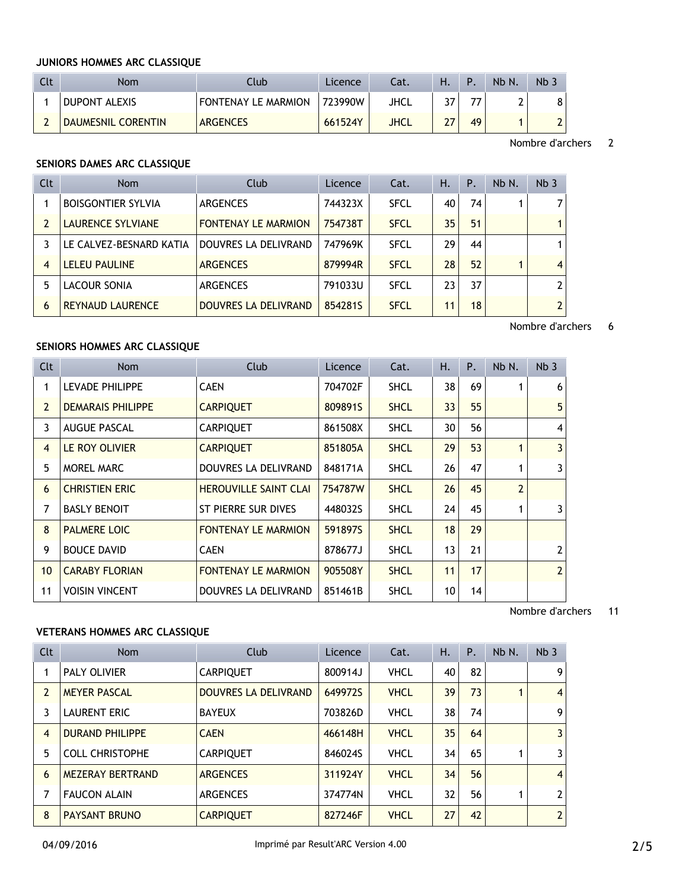### JUNIORS HOMMES ARC CLASSIQUE

| Clt | Nom | Club | Licence | Cat. | H. | P. | Nb N. | Nb 3 |
|---|---|---|---|---|---|---|---|---|
| 1 | DUPONT ALEXIS | FONTENAY LE MARMION | 723990W | JHCL | 37 | 77 | 2 | 8 |
| 2 | DAUMESNIL CORENTIN | ARGENCES | 661524Y | JHCL | 27 | 49 | 1 | 2 |

Nombre d'archers 2

### SENIORS DAMES ARC CLASSIQUE

| Clt | Nom | Club | Licence | Cat. | H. | P. | Nb N. | Nb 3 |
|---|---|---|---|---|---|---|---|---|
| 1 | BOISGONTIER SYLVIA | ARGENCES | 744323X | SFCL | 40 | 74 | 1 | 7 |
| 2 | LAURENCE SYLVIANE | FONTENAY LE MARMION | 754738T | SFCL | 35 | 51 | | 1 |
| 3 | LE CALVEZ-BESNARD KATIA | DOUVRES LA DELIVRAND | 747969K | SFCL | 29 | 44 | | 1 |
| 4 | LELEU PAULINE | ARGENCES | 879994R | SFCL | 28 | 52 | 1 | 4 |
| 5 | LACOUR SONIA | ARGENCES | 791033U | SFCL | 23 | 37 | | 2 |
| 6 | REYNAUD LAURENCE | DOUVRES LA DELIVRAND | 854281S | SFCL | 11 | 18 | | 2 |

Nombre d'archers 6

### SENIORS HOMMES ARC CLASSIQUE

| Clt | Nom | Club | Licence | Cat. | H. | P. | Nb N. | Nb 3 |
|---|---|---|---|---|---|---|---|---|
| 1 | LEVADE PHILIPPE | CAEN | 704702F | SHCL | 38 | 69 | 1 | 6 |
| 2 | DEMARAIS PHILIPPE | CARPIQUET | 809891S | SHCL | 33 | 55 | | 5 |
| 3 | AUGUE PASCAL | CARPIQUET | 861508X | SHCL | 30 | 56 | | 4 |
| 4 | LE ROY OLIVIER | CARPIQUET | 851805A | SHCL | 29 | 53 | 1 | 3 |
| 5 | MOREL MARC | DOUVRES LA DELIVRAND | 848171A | SHCL | 26 | 47 | 1 | 3 |
| 6 | CHRISTIEN ERIC | HEROUVILLE SAINT CLAI | 754787W | SHCL | 26 | 45 | 2 | |
| 7 | BASLY BENOIT | ST PIERRE SUR DIVES | 448032S | SHCL | 24 | 45 | 1 | 3 |
| 8 | PALMERE LOIC | FONTENAY LE MARMION | 591897S | SHCL | 18 | 29 | | |
| 9 | BOUCE DAVID | CAEN | 878677J | SHCL | 13 | 21 | | 2 |
| 10 | CARABY FLORIAN | FONTENAY LE MARMION | 905508Y | SHCL | 11 | 17 | | 2 |
| 11 | VOISIN VINCENT | DOUVRES LA DELIVRAND | 851461B | SHCL | 10 | 14 | | |

Nombre d'archers 11

### VETERANS HOMMES ARC CLASSIQUE

| Clt | Nom | Club | Licence | Cat. | H. | P. | Nb N. | Nb 3 |
|---|---|---|---|---|---|---|---|---|
| 1 | PALY OLIVIER | CARPIQUET | 800914J | VHCL | 40 | 82 | | 9 |
| 2 | MEYER PASCAL | DOUVRES LA DELIVRAND | 649972S | VHCL | 39 | 73 | 1 | 4 |
| 3 | LAURENT ERIC | BAYEUX | 703826D | VHCL | 38 | 74 | | 9 |
| 4 | DURAND PHILIPPE | CAEN | 466148H | VHCL | 35 | 64 | | 3 |
| 5 | COLL CHRISTOPHE | CARPIQUET | 846024S | VHCL | 34 | 65 | 1 | 3 |
| 6 | MEZERAY BERTRAND | ARGENCES | 311924Y | VHCL | 34 | 56 | | 4 |
| 7 | FAUCON ALAIN | ARGENCES | 374774N | VHCL | 32 | 56 | 1 | 2 |
| 8 | PAYSANT BRUNO | CARPIQUET | 827246F | VHCL | 27 | 42 | | 2 |

04/09/2016 Imprimé par Result'ARC Version 4.00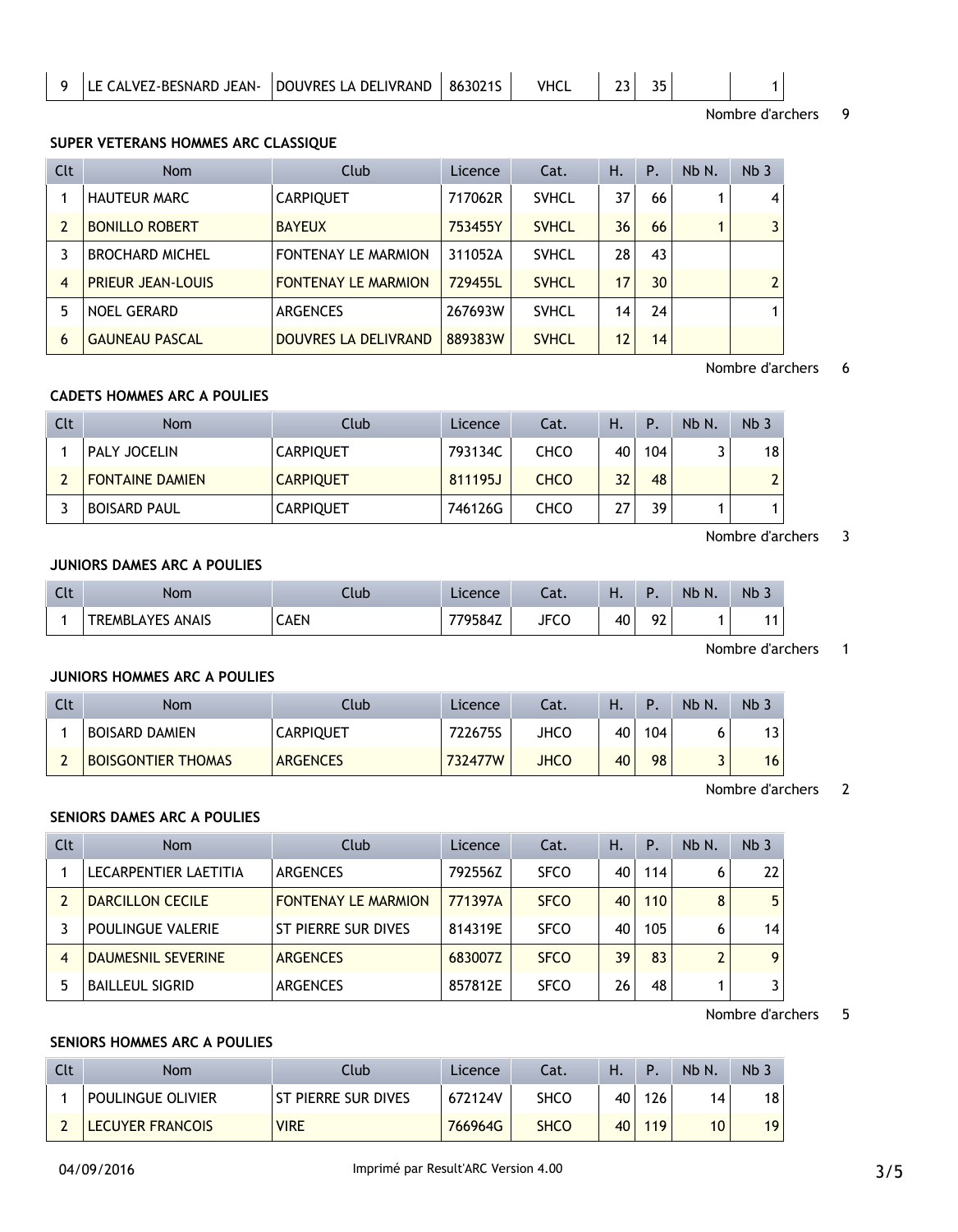| 9 | LE CALVEZ-BESNARD JEAN- | DOUVRES LA DELIVRAND | 863021S | VHCL | 23 | 35 | | 1 |
|---|---|---|---|---|---|---|---|---|

Nombre d'archers 9

**SUPER VETERANS HOMMES ARC CLASSIQUE**

| Clt | Nom | Club | Licence | Cat. | H. | P. | Nb N. | Nb 3 |
|---|---|---|---|---|---|---|---|---|
| 1 | HAUTEUR MARC | CARPIQUET | 717062R | SVHCL | 37 | 66 | 1 | 4 |
| 2 | BONILLO ROBERT | BAYEUX | 753455Y | SVHCL | 36 | 66 | 1 | 3 |
| 3 | BROCHARD MICHEL | FONTENAY LE MARMION | 311052A | SVHCL | 28 | 43 | | |
| 4 | PRIEUR JEAN-LOUIS | FONTENAY LE MARMION | 729455L | SVHCL | 17 | 30 | | 2 |
| 5 | NOEL GERARD | ARGENCES | 267693W | SVHCL | 14 | 24 | | 1 |
| 6 | GAUNEAU PASCAL | DOUVRES LA DELIVRAND | 889383W | SVHCL | 12 | 14 | | |

Nombre d'archers 6

**CADETS HOMMES ARC A POULIES**

| Clt | Nom | Club | Licence | Cat. | H. | P. | Nb N. | Nb 3 |
|---|---|---|---|---|---|---|---|---|
| 1 | PALY JOCELIN | CARPIQUET | 793134C | CHCO | 40 | 104 | 3 | 18 |
| 2 | FONTAINE DAMIEN | CARPIQUET | 811195J | CHCO | 32 | 48 | | 2 |
| 3 | BOISARD PAUL | CARPIQUET | 746126G | CHCO | 27 | 39 | 1 | 1 |

Nombre d'archers 3

**JUNIORS DAMES ARC A POULIES**

| Clt | Nom | Club | Licence | Cat. | H. | P. | Nb N. | Nb 3 |
|---|---|---|---|---|---|---|---|---|
| 1 | TREMBLAYES ANAIS | CAEN | 779584Z | JFCO | 40 | 92 | 1 | 11 |

Nombre d'archers 1

**JUNIORS HOMMES ARC A POULIES**

| Clt | Nom | Club | Licence | Cat. | H. | P. | Nb N. | Nb 3 |
|---|---|---|---|---|---|---|---|---|
| 1 | BOISARD DAMIEN | CARPIQUET | 722675S | JHCO | 40 | 104 | 6 | 13 |
| 2 | BOISGONTIER THOMAS | ARGENCES | 732477W | JHCO | 40 | 98 | 3 | 16 |

Nombre d'archers 2

**SENIORS DAMES ARC A POULIES**

| Clt | Nom | Club | Licence | Cat. | H. | P. | Nb N. | Nb 3 |
|---|---|---|---|---|---|---|---|---|
| 1 | LECARPENTIER LAETITIA | ARGENCES | 792556Z | SFCO | 40 | 114 | 6 | 22 |
| 2 | DARCILLON CECILE | FONTENAY LE MARMION | 771397A | SFCO | 40 | 110 | 8 | 5 |
| 3 | POULINGUE VALERIE | ST PIERRE SUR DIVES | 814319E | SFCO | 40 | 105 | 6 | 14 |
| 4 | DAUMESNIL SEVERINE | ARGENCES | 683007Z | SFCO | 39 | 83 | 2 | 9 |
| 5 | BAILLEUL SIGRID | ARGENCES | 857812E | SFCO | 26 | 48 | 1 | 3 |

Nombre d'archers 5

**SENIORS HOMMES ARC A POULIES**

| Clt | Nom | Club | Licence | Cat. | H. | P. | Nb N. | Nb 3 |
|---|---|---|---|---|---|---|---|---|
| 1 | POULINGUE OLIVIER | ST PIERRE SUR DIVES | 672124V | SHCO | 40 | 126 | 14 | 18 |
| 2 | LECUYER FRANCOIS | VIRE | 766964G | SHCO | 40 | 119 | 10 | 19 |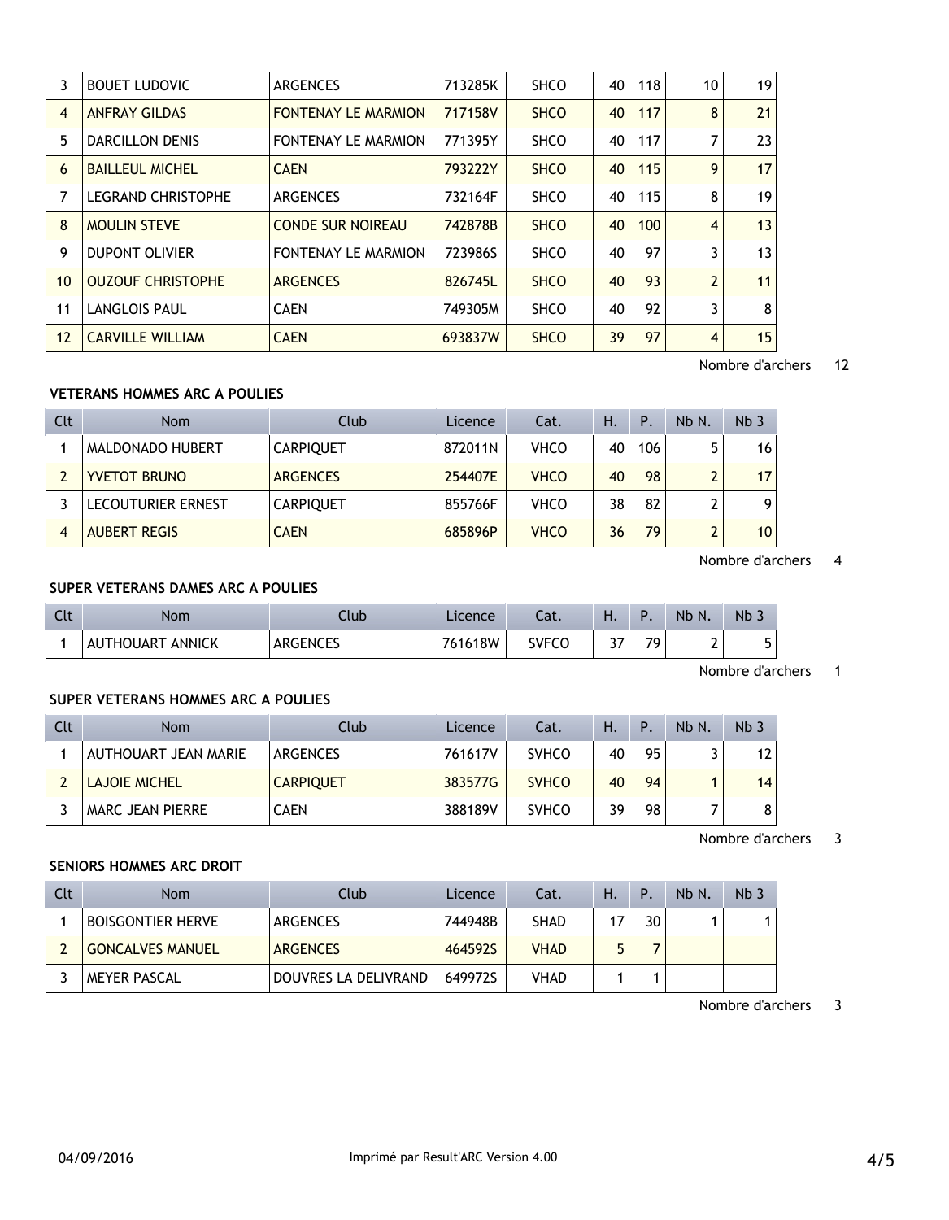| Clt | Nom | Club | Licence | Cat. | H. | P. | Nb N. | Nb 3 |
|---|---|---|---|---|---|---|---|---|
| 3 | BOUET LUDOVIC | ARGENCES | 713285K | SHCO | 40 | 118 | 10 | 19 |
| 4 | ANFRAY GILDAS | FONTENAY LE MARMION | 717158V | SHCO | 40 | 117 | 8 | 21 |
| 5 | DARCILLON DENIS | FONTENAY LE MARMION | 771395Y | SHCO | 40 | 117 | 7 | 23 |
| 6 | BAILLEUL MICHEL | CAEN | 793222Y | SHCO | 40 | 115 | 9 | 17 |
| 7 | LEGRAND CHRISTOPHE | ARGENCES | 732164F | SHCO | 40 | 115 | 8 | 19 |
| 8 | MOULIN STEVE | CONDE SUR NOIREAU | 742878B | SHCO | 40 | 100 | 4 | 13 |
| 9 | DUPONT OLIVIER | FONTENAY LE MARMION | 723986S | SHCO | 40 | 97 | 3 | 13 |
| 10 | OUZOUF CHRISTOPHE | ARGENCES | 826745L | SHCO | 40 | 93 | 2 | 11 |
| 11 | LANGLOIS PAUL | CAEN | 749305M | SHCO | 40 | 92 | 3 | 8 |
| 12 | CARVILLE WILLIAM | CAEN | 693837W | SHCO | 39 | 97 | 4 | 15 |

Nombre d'archers 12

### VETERANS HOMMES ARC A POULIES

| Clt | Nom | Club | Licence | Cat. | H. | P. | Nb N. | Nb 3 |
|---|---|---|---|---|---|---|---|---|
| 1 | MALDONADO HUBERT | CARPIQUET | 872011N | VHCO | 40 | 106 | 5 | 16 |
| 2 | YVETOT BRUNO | ARGENCES | 254407E | VHCO | 40 | 98 | 2 | 17 |
| 3 | LECOUTURIER ERNEST | CARPIQUET | 855766F | VHCO | 38 | 82 | 2 | 9 |
| 4 | AUBERT REGIS | CAEN | 685896P | VHCO | 36 | 79 | 2 | 10 |

Nombre d'archers 4

### SUPER VETERANS DAMES ARC A POULIES

| Clt | Nom | Club | Licence | Cat. | H. | P. | Nb N. | Nb 3 |
|---|---|---|---|---|---|---|---|---|
| 1 | AUTHOUART ANNICK | ARGENCES | 761618W | SVFCO | 37 | 79 | 2 | 5 |

Nombre d'archers 1

### SUPER VETERANS HOMMES ARC A POULIES

| Clt | Nom | Club | Licence | Cat. | H. | P. | Nb N. | Nb 3 |
|---|---|---|---|---|---|---|---|---|
| 1 | AUTHOUART JEAN MARIE | ARGENCES | 761617V | SVHCO | 40 | 95 | 3 | 12 |
| 2 | LAJOIE MICHEL | CARPIQUET | 383577G | SVHCO | 40 | 94 | 1 | 14 |
| 3 | MARC JEAN PIERRE | CAEN | 388189V | SVHCO | 39 | 98 | 7 | 8 |

Nombre d'archers 3

### SENIORS HOMMES ARC DROIT

| Clt | Nom | Club | Licence | Cat. | H. | P. | Nb N. | Nb 3 |
|---|---|---|---|---|---|---|---|---|
| 1 | BOISGONTIER HERVE | ARGENCES | 744948B | SHAD | 17 | 30 | 1 | 1 |
| 2 | GONCALVES MANUEL | ARGENCES | 464592S | VHAD | 5 | 7 | | |
| 3 | MEYER PASCAL | DOUVRES LA DELIVRAND | 649972S | VHAD | 1 | 1 | | |

Nombre d'archers 3

04/09/2016 Imprimé par Result'ARC Version 4.00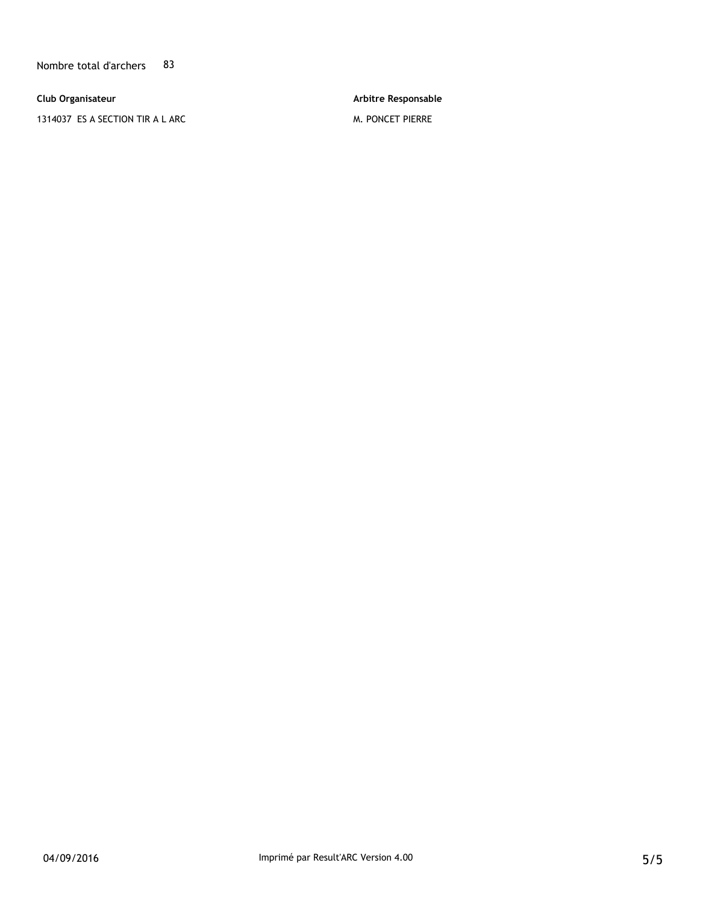Nombre total d'archers 83

**Club Organisateur**

1314037 ES A SECTION TIR A L ARC

**Arbitre Responsable**

M. PONCET PIERRE

04/09/2016

Imprimé par Result'ARC Version 4.00